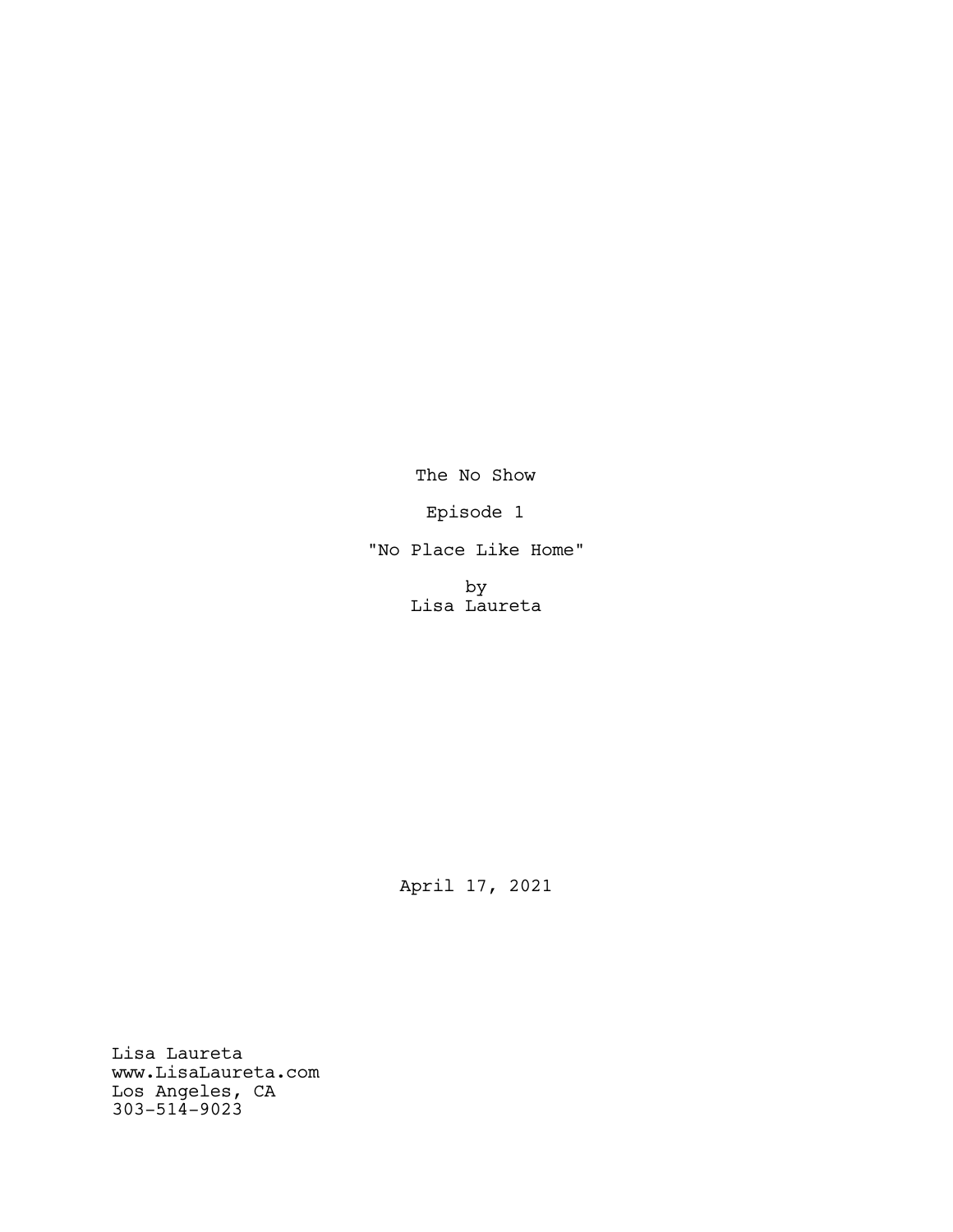The No Show

Episode 1

"No Place Like Home"

by
Lisa Laureta

April 17, 2021

Lisa Laureta
www.LisaLaureta.com
Los Angeles, CA
303-514-9023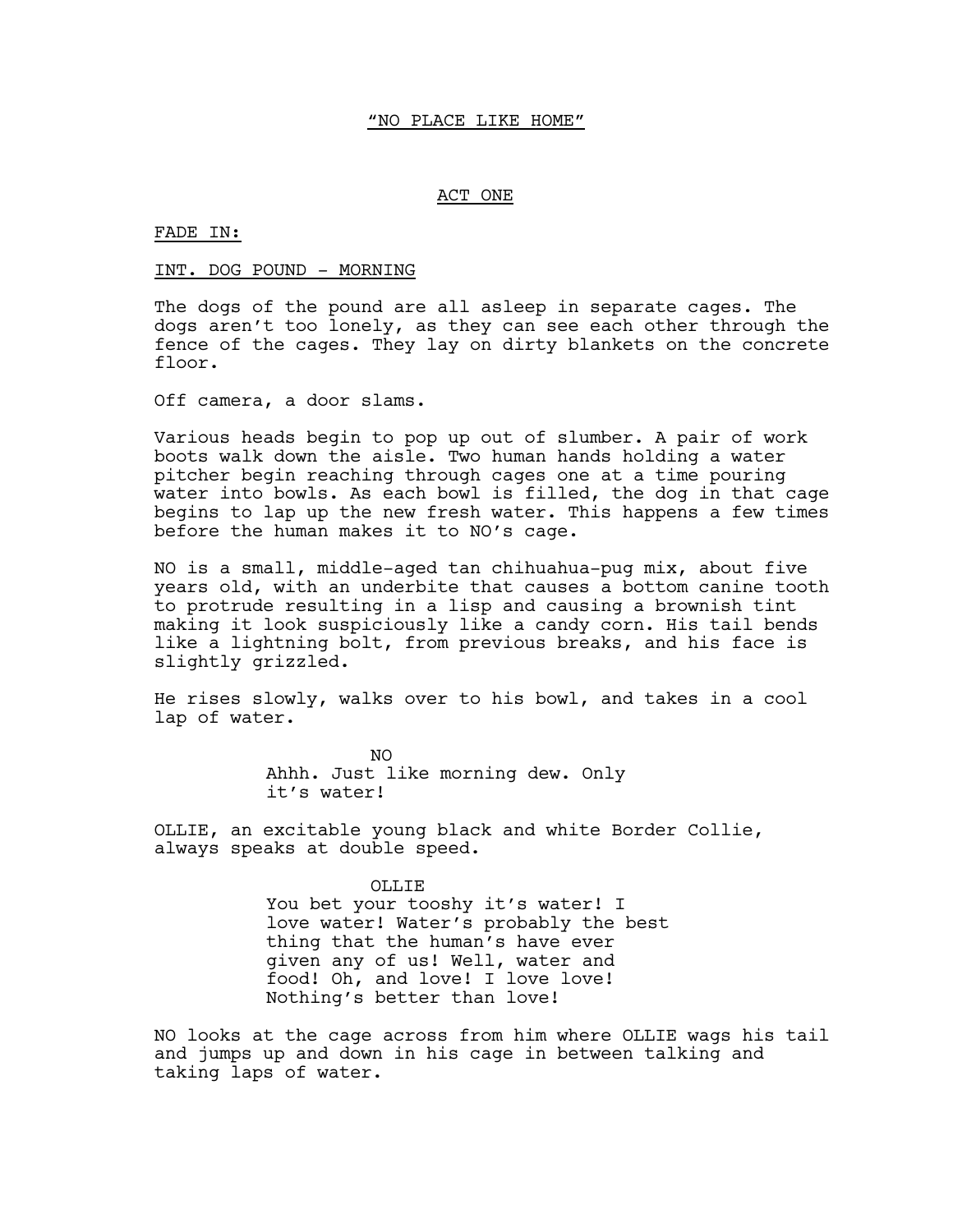"NO PLACE LIKE HOME"

ACT ONE

FADE IN:

INT. DOG POUND - MORNING

The dogs of the pound are all asleep in separate cages. The dogs aren't too lonely, as they can see each other through the fence of the cages. They lay on dirty blankets on the concrete floor.

Off camera, a door slams.

Various heads begin to pop up out of slumber. A pair of work boots walk down the aisle. Two human hands holding a water pitcher begin reaching through cages one at a time pouring water into bowls. As each bowl is filled, the dog in that cage begins to lap up the new fresh water. This happens a few times before the human makes it to NO's cage.

NO is a small, middle-aged tan chihuahua-pug mix, about five years old, with an underbite that causes a bottom canine tooth to protrude resulting in a lisp and causing a brownish tint making it look suspiciously like a candy corn. His tail bends like a lightning bolt, from previous breaks, and his face is slightly grizzled.

He rises slowly, walks over to his bowl, and takes in a cool lap of water.

NO
Ahhh. Just like morning dew. Only it's water!

OLLIE, an excitable young black and white Border Collie, always speaks at double speed.

OLLIE
You bet your tooshy it's water! I love water! Water's probably the best thing that the human's have ever given any of us! Well, water and food! Oh, and love! I love love! Nothing's better than love!

NO looks at the cage across from him where OLLIE wags his tail and jumps up and down in his cage in between talking and taking laps of water.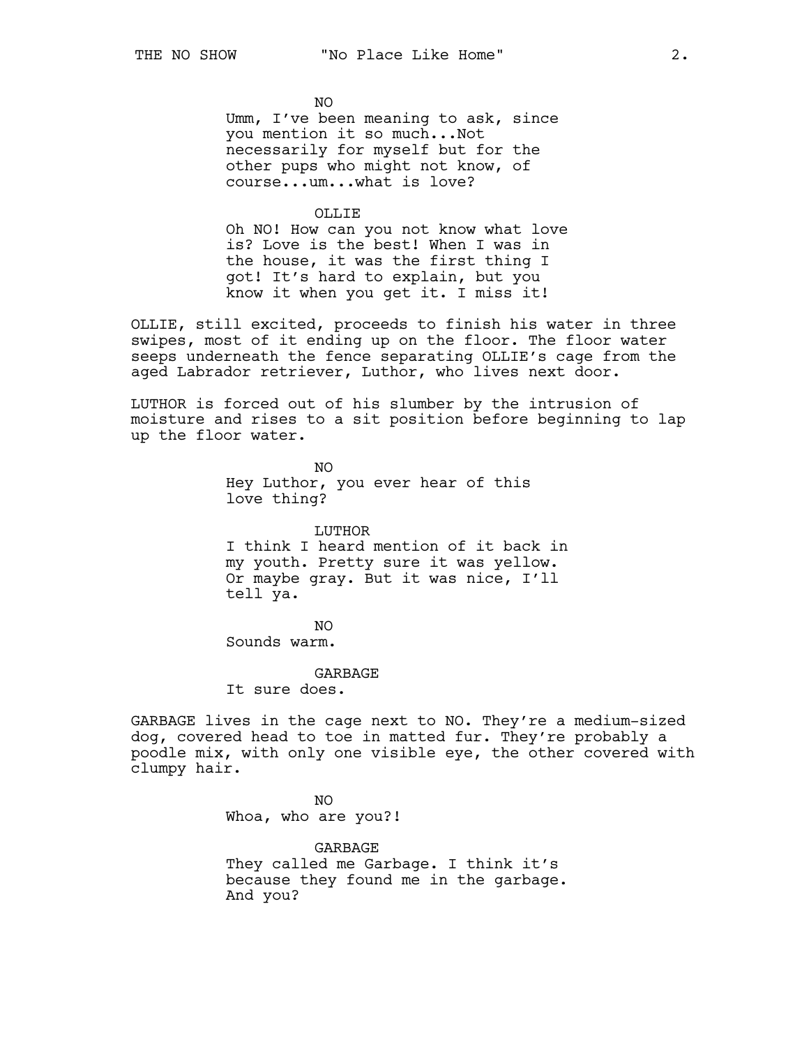NO

Umm, I've been meaning to ask, since you mention it so much...Not necessarily for myself but for the other pups who might not know, of course...um...what is love?

OLLIE

Oh NO! How can you not know what love is? Love is the best! When I was in the house, it was the first thing I got! It's hard to explain, but you know it when you get it. I miss it!

OLLIE, still excited, proceeds to finish his water in three swipes, most of it ending up on the floor. The floor water seeps underneath the fence separating OLLIE's cage from the aged Labrador retriever, Luthor, who lives next door.

LUTHOR is forced out of his slumber by the intrusion of moisture and rises to a sit position before beginning to lap up the floor water.

NO

Hey Luthor, you ever hear of this love thing?

LUTHOR

I think I heard mention of it back in my youth. Pretty sure it was yellow. Or maybe gray. But it was nice, I'll tell ya.

NO

Sounds warm.

GARBAGE

It sure does.

GARBAGE lives in the cage next to NO. They're a medium-sized dog, covered head to toe in matted fur. They're probably a poodle mix, with only one visible eye, the other covered with clumpy hair.

NO

Whoa, who are you?!

GARBAGE

They called me Garbage. I think it's because they found me in the garbage. And you?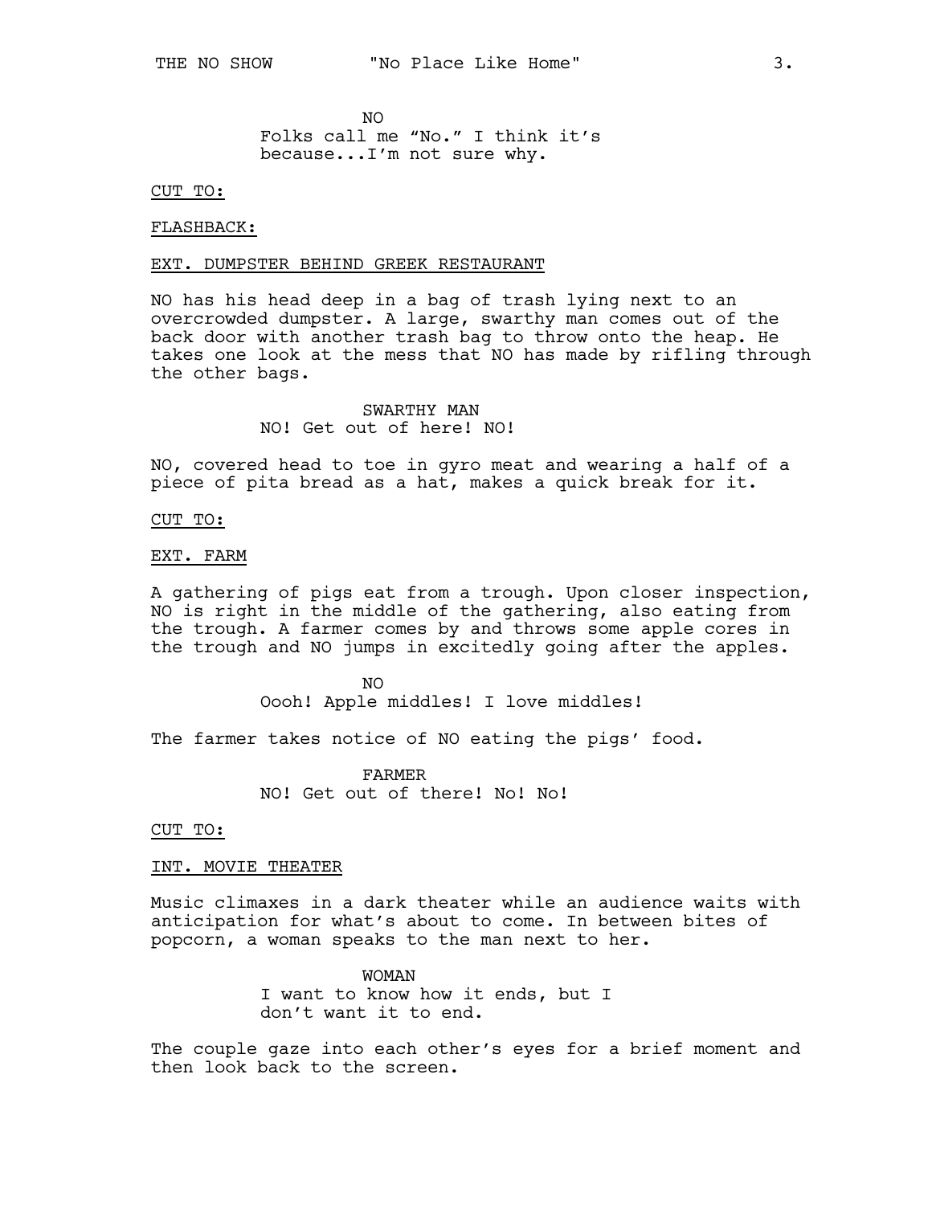NO
Folks call me “No.” I think it’s because...I’m not sure why.

CUT TO:

FLASHBACK:

EXT. DUMPSTER BEHIND GREEK RESTAURANT

NO has his head deep in a bag of trash lying next to an overcrowded dumpster. A large, swarthy man comes out of the back door with another trash bag to throw onto the heap. He takes one look at the mess that NO has made by rifling through the other bags.

SWARTHY MAN
NO! Get out of here! NO!

NO, covered head to toe in gyro meat and wearing a half of a piece of pita bread as a hat, makes a quick break for it.

CUT TO:

EXT. FARM

A gathering of pigs eat from a trough. Upon closer inspection, NO is right in the middle of the gathering, also eating from the trough. A farmer comes by and throws some apple cores in the trough and NO jumps in excitedly going after the apples.

NO
Oooh! Apple middles! I love middles!

The farmer takes notice of NO eating the pigs’ food.

FARMER
NO! Get out of there! No! No!

CUT TO:

INT. MOVIE THEATER

Music climaxes in a dark theater while an audience waits with anticipation for what’s about to come. In between bites of popcorn, a woman speaks to the man next to her.

WOMAN
I want to know how it ends, but I don’t want it to end.

The couple gaze into each other’s eyes for a brief moment and then look back to the screen.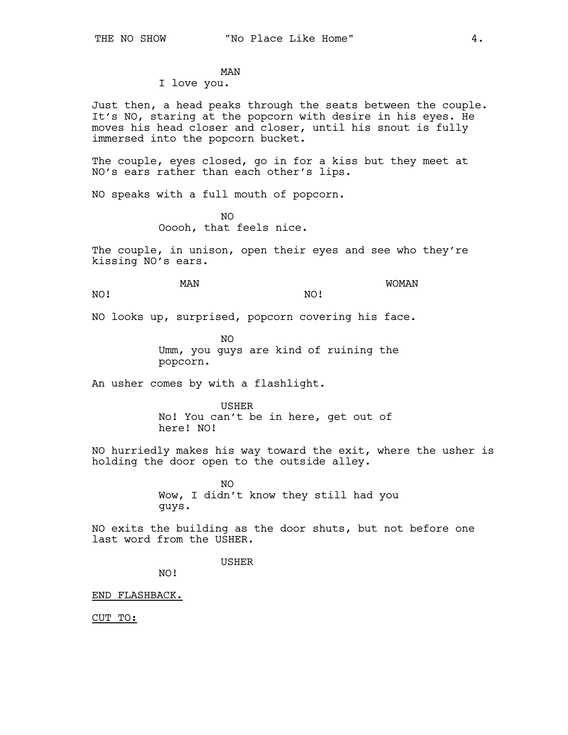MAN
I love you.

Just then, a head peaks through the seats between the couple. It's NO, staring at the popcorn with desire in his eyes. He moves his head closer and closer, until his snout is fully immersed into the popcorn bucket.

The couple, eyes closed, go in for a kiss but they meet at NO's ears rather than each other's lips.

NO speaks with a full mouth of popcorn.

NO
Ooooh, that feels nice.

The couple, in unison, open their eyes and see who they're kissing NO's ears.

MAN
NO!

WOMAN
NO!

NO looks up, surprised, popcorn covering his face.

NO
Umm, you guys are kind of ruining the popcorn.

An usher comes by with a flashlight.

USHER
No! You can't be in here, get out of here! NO!

NO hurriedly makes his way toward the exit, where the usher is holding the door open to the outside alley.

NO
Wow, I didn't know they still had you guys.

NO exits the building as the door shuts, but not before one last word from the USHER.

USHER
NO!

END FLASHBACK.

CUT TO: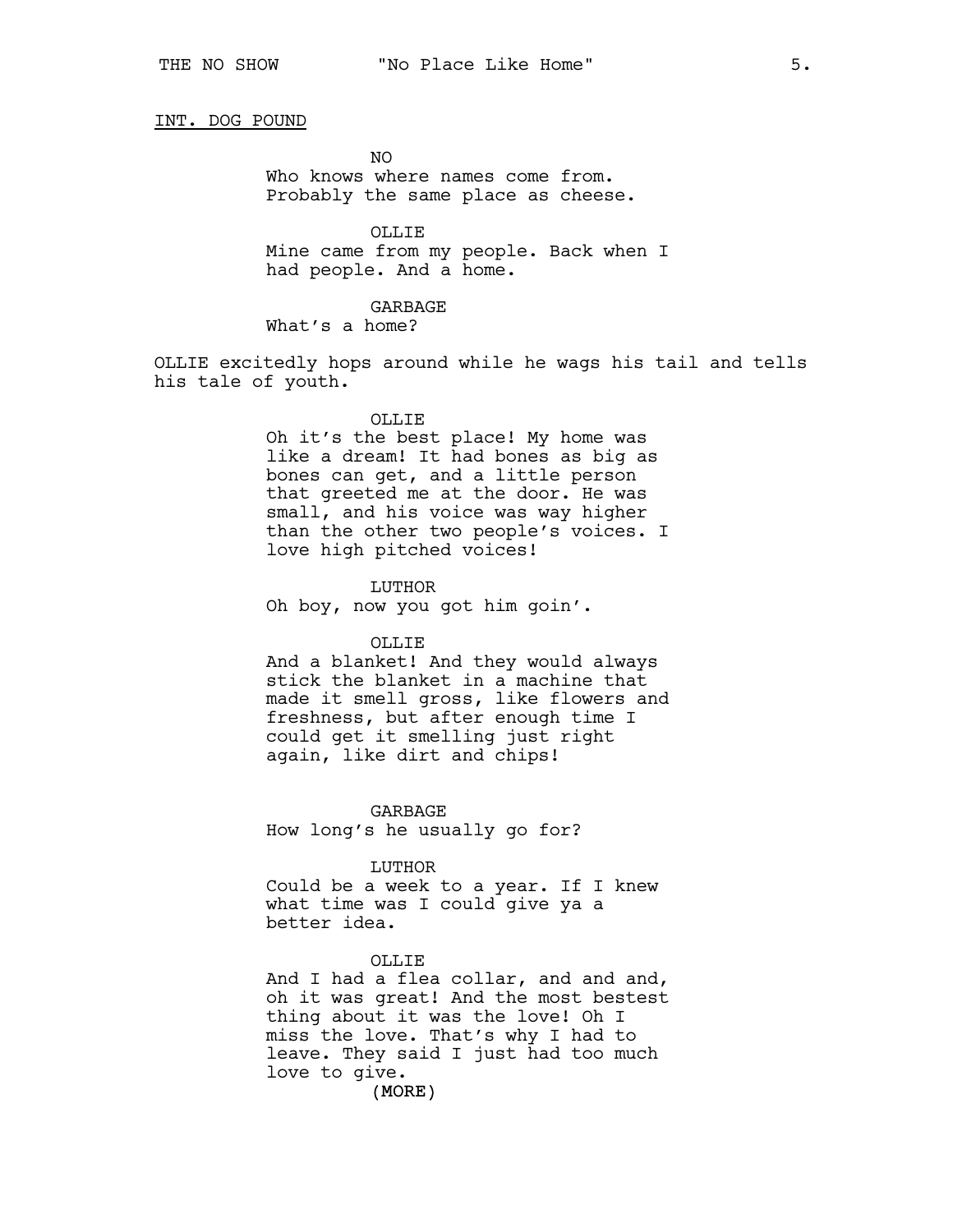INT. DOG POUND

NO
Who knows where names come from. Probably the same place as cheese.

OLLIE
Mine came from my people. Back when I had people. And a home.

GARBAGE
What's a home?

OLLIE excitedly hops around while he wags his tail and tells his tale of youth.

OLLIE
Oh it's the best place! My home was like a dream! It had bones as big as bones can get, and a little person that greeted me at the door. He was small, and his voice was way higher than the other two people's voices. I love high pitched voices!

LUTHOR
Oh boy, now you got him goin'.

OLLIE
And a blanket! And they would always stick the blanket in a machine that made it smell gross, like flowers and freshness, but after enough time I could get it smelling just right again, like dirt and chips!

GARBAGE
How long's he usually go for?

LUTHOR
Could be a week to a year. If I knew what time was I could give ya a better idea.

OLLIE
And I had a flea collar, and and and, oh it was great! And the most bestest thing about it was the love! Oh I miss the love. That's why I had to leave. They said I just had too much love to give.
(MORE)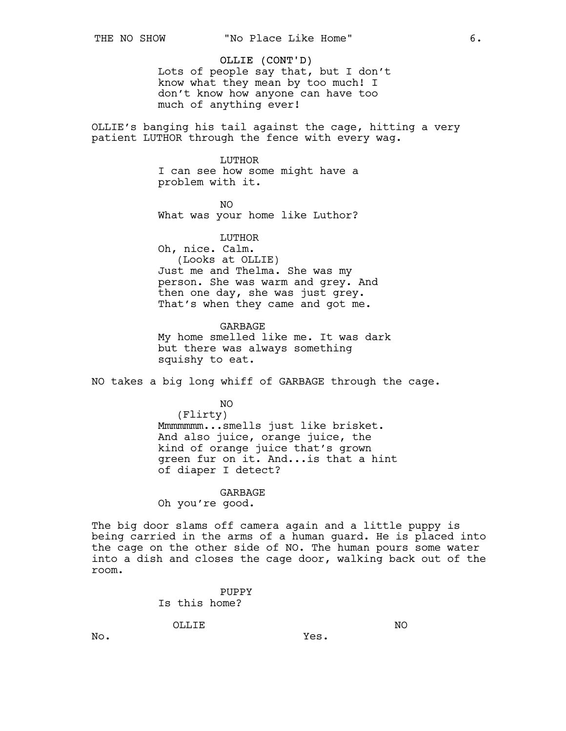OLLIE (CONT'D)
Lots of people say that, but I don't know what they mean by too much! I don't know how anyone can have too much of anything ever!

OLLIE's banging his tail against the cage, hitting a very patient LUTHOR through the fence with every wag.

LUTHOR
I can see how some might have a problem with it.

NO
What was your home like Luthor?

LUTHOR
Oh, nice. Calm.
(Looks at OLLIE)
Just me and Thelma. She was my person. She was warm and grey. And then one day, she was just grey. That's when they came and got me.

GARBAGE
My home smelled like me. It was dark but there was always something squishy to eat.

NO takes a big long whiff of GARBAGE through the cage.

NO
(Flirty)
Mmmmmmm...smells just like brisket. And also juice, orange juice, the kind of orange juice that's grown green fur on it. And...is that a hint of diaper I detect?

GARBAGE
Oh you're good.

The big door slams off camera again and a little puppy is being carried in the arms of a human guard. He is placed into the cage on the other side of NO. The human pours some water into a dish and closes the cage door, walking back out of the room.

PUPPY
Is this home?

OLLIE
No.

NO
Yes.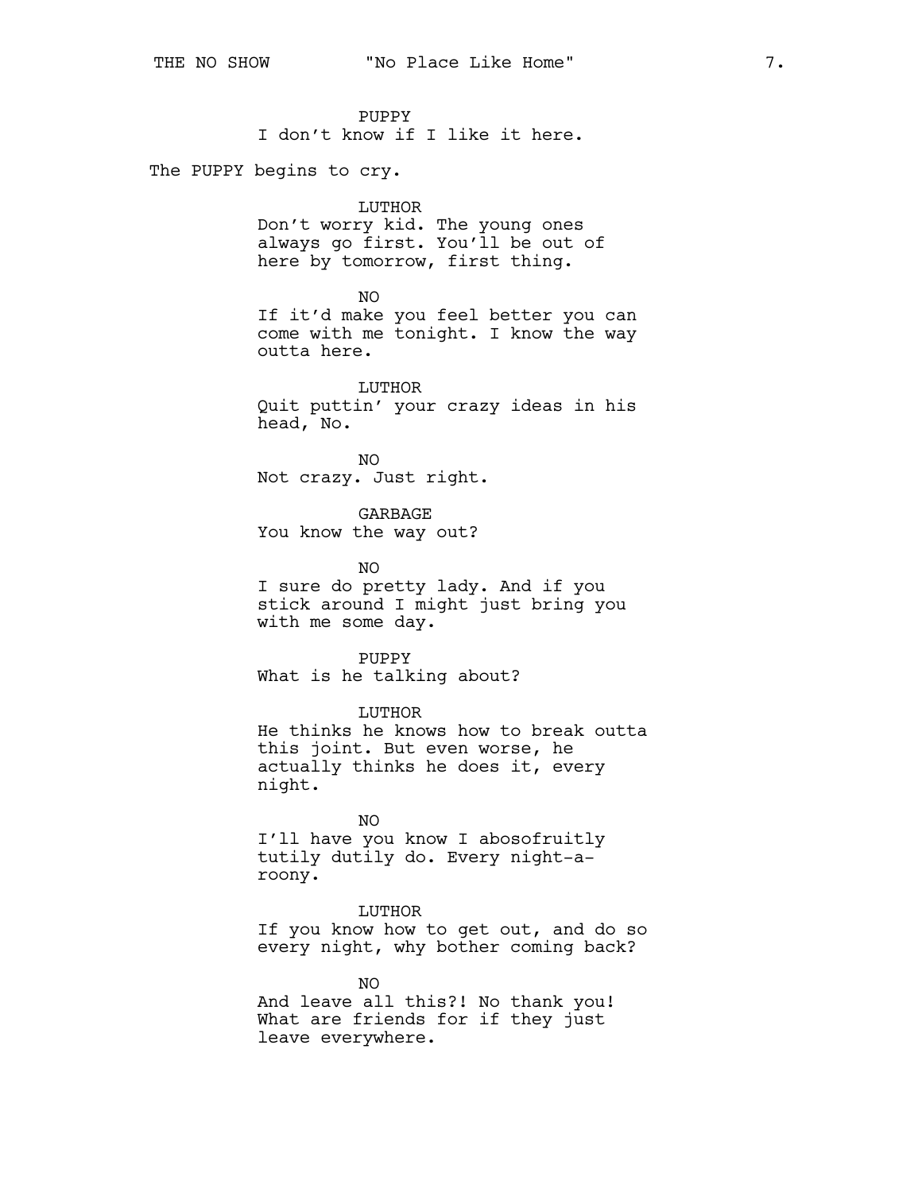PUPPY
I don't know if I like it here.

The PUPPY begins to cry.

LUTHOR
Don't worry kid. The young ones always go first. You'll be out of here by tomorrow, first thing.

NO
If it'd make you feel better you can come with me tonight. I know the way outta here.

LUTHOR
Quit puttin' your crazy ideas in his head, No.

NO
Not crazy. Just right.

GARBAGE
You know the way out?

NO
I sure do pretty lady. And if you stick around I might just bring you with me some day.

PUPPY
What is he talking about?

LUTHOR
He thinks he knows how to break outta this joint. But even worse, he actually thinks he does it, every night.

NO
I'll have you know I abosofruitly tutily dutily do. Every night-a-roony.

LUTHOR
If you know how to get out, and do so every night, why bother coming back?

NO
And leave all this?! No thank you! What are friends for if they just leave everywhere.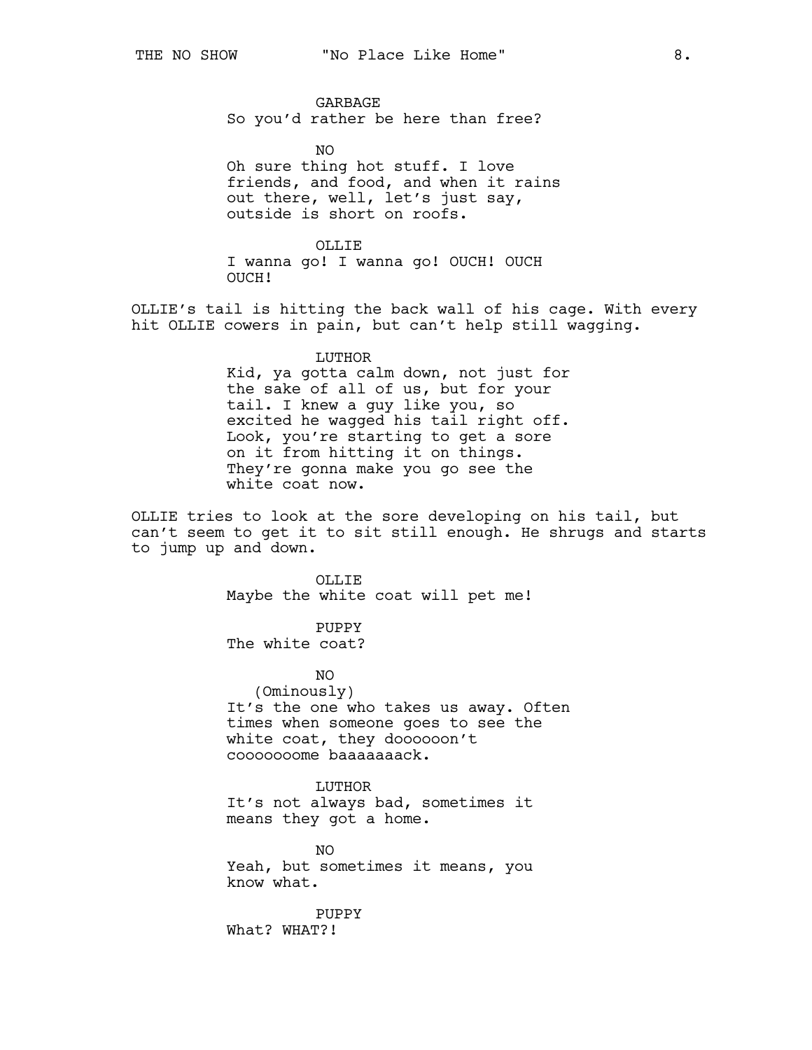GARBAGE
So you'd rather be here than free?

NO
Oh sure thing hot stuff. I love friends, and food, and when it rains out there, well, let's just say, outside is short on roofs.

OLLIE
I wanna go! I wanna go! OUCH! OUCH OUCH!

OLLIE's tail is hitting the back wall of his cage. With every hit OLLIE cowers in pain, but can't help still wagging.

LUTHOR
Kid, ya gotta calm down, not just for the sake of all of us, but for your tail. I knew a guy like you, so excited he wagged his tail right off. Look, you're starting to get a sore on it from hitting it on things. They're gonna make you go see the white coat now.

OLLIE tries to look at the sore developing on his tail, but can't seem to get it to sit still enough. He shrugs and starts to jump up and down.

OLLIE
Maybe the white coat will pet me!

PUPPY
The white coat?

NO
(Ominously)
It's the one who takes us away. Often times when someone goes to see the white coat, they doooooon't coooooooome baaaaaaack.

LUTHOR
It's not always bad, sometimes it means they got a home.

NO
Yeah, but sometimes it means, you know what.

PUPPY
What? WHAT?!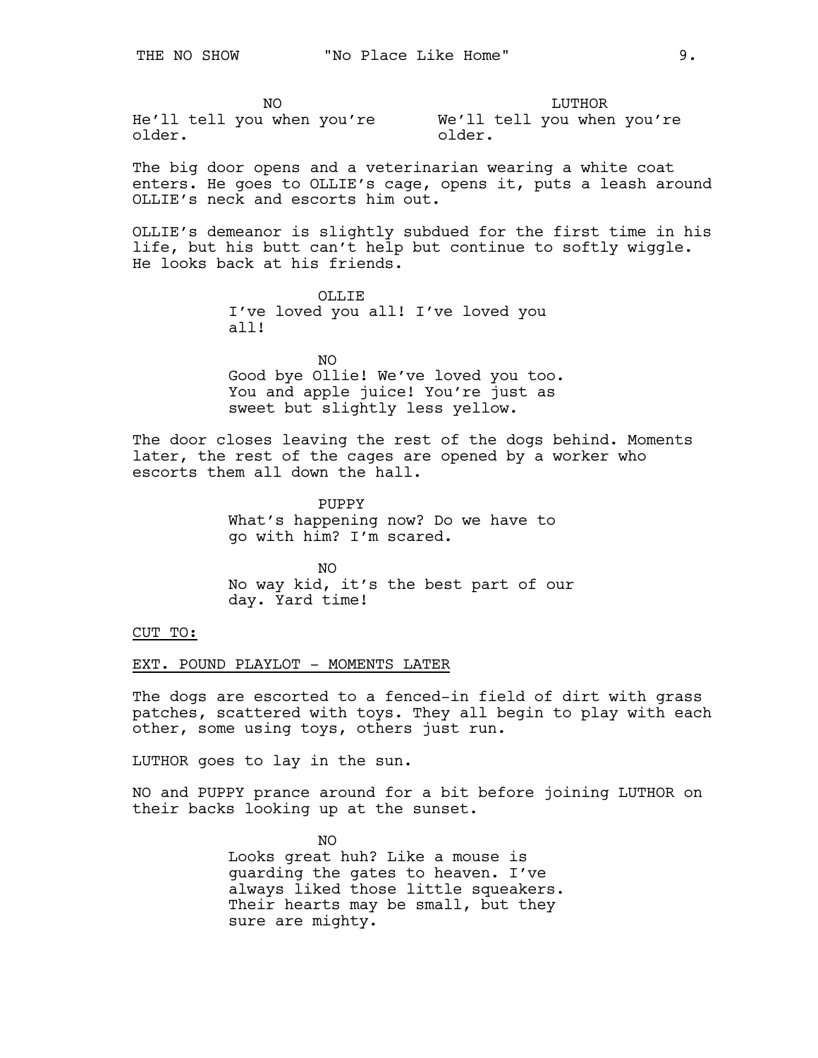NO
He'll tell you when you're older.

LUTHOR
We'll tell you when you're older.

The big door opens and a veterinarian wearing a white coat enters. He goes to OLLIE's cage, opens it, puts a leash around OLLIE's neck and escorts him out.

OLLIE's demeanor is slightly subdued for the first time in his life, but his butt can't help but continue to softly wiggle. He looks back at his friends.

OLLIE
I've loved you all! I've loved you all!

NO
Good bye Ollie! We've loved you too. You and apple juice! You're just as sweet but slightly less yellow.

The door closes leaving the rest of the dogs behind. Moments later, the rest of the cages are opened by a worker who escorts them all down the hall.

PUPPY
What's happening now? Do we have to go with him? I'm scared.

NO
No way kid, it's the best part of our day. Yard time!

CUT TO:

EXT. POUND PLAYLOT - MOMENTS LATER

The dogs are escorted to a fenced-in field of dirt with grass patches, scattered with toys. They all begin to play with each other, some using toys, others just run.

LUTHOR goes to lay in the sun.

NO and PUPPY prance around for a bit before joining LUTHOR on their backs looking up at the sunset.

NO
Looks great huh? Like a mouse is guarding the gates to heaven. I've always liked those little squeakers. Their hearts may be small, but they sure are mighty.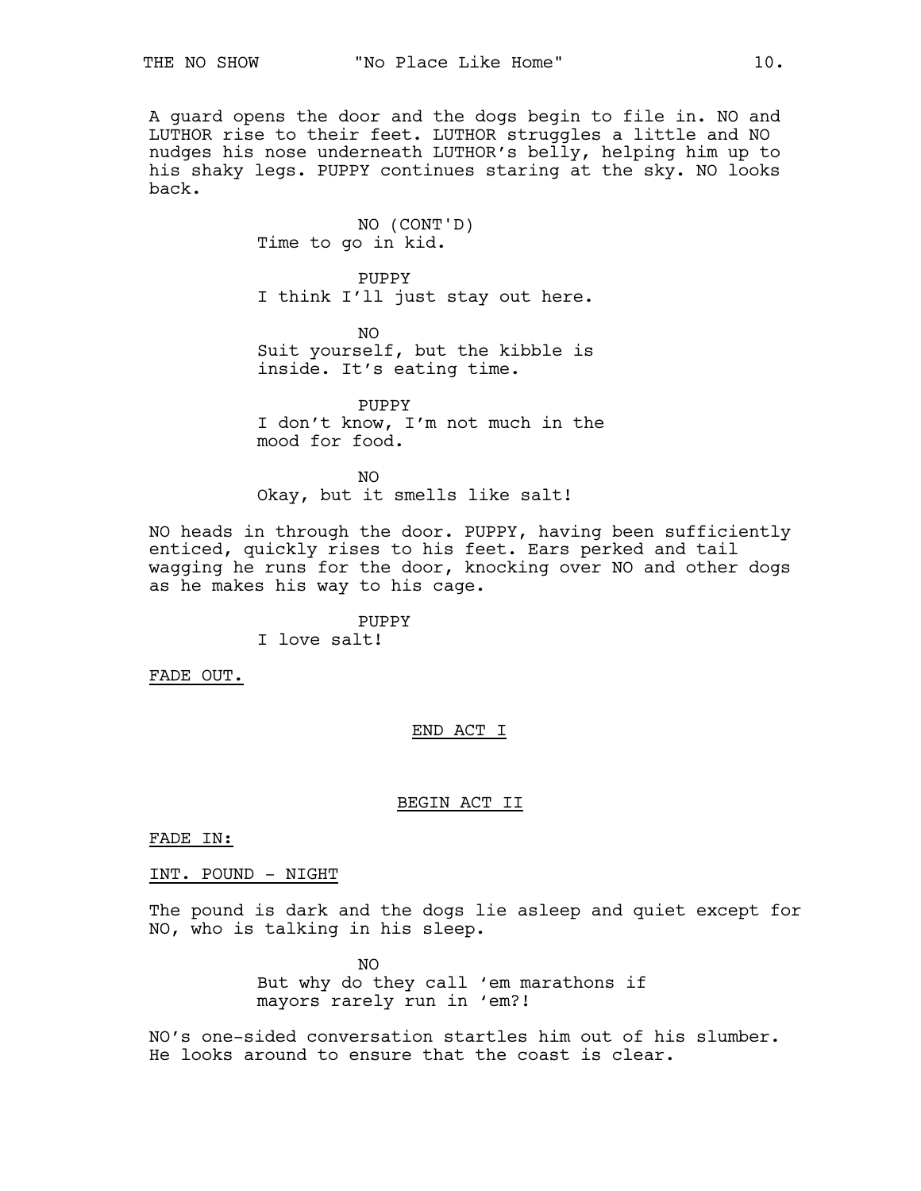A guard opens the door and the dogs begin to file in. NO and LUTHOR rise to their feet. LUTHOR struggles a little and NO nudges his nose underneath LUTHOR's belly, helping him up to his shaky legs. PUPPY continues staring at the sky. NO looks back.

NO (CONT'D)
Time to go in kid.

PUPPY
I think I'll just stay out here.

NO
Suit yourself, but the kibble is inside. It's eating time.

PUPPY
I don't know, I'm not much in the mood for food.

NO
Okay, but it smells like salt!

NO heads in through the door. PUPPY, having been sufficiently enticed, quickly rises to his feet. Ears perked and tail wagging he runs for the door, knocking over NO and other dogs as he makes his way to his cage.

PUPPY
I love salt!

FADE OUT.

END ACT I

BEGIN ACT II

FADE IN:

INT. POUND - NIGHT

The pound is dark and the dogs lie asleep and quiet except for NO, who is talking in his sleep.

NO
But why do they call 'em marathons if mayors rarely run in 'em?!

NO's one-sided conversation startles him out of his slumber. He looks around to ensure that the coast is clear.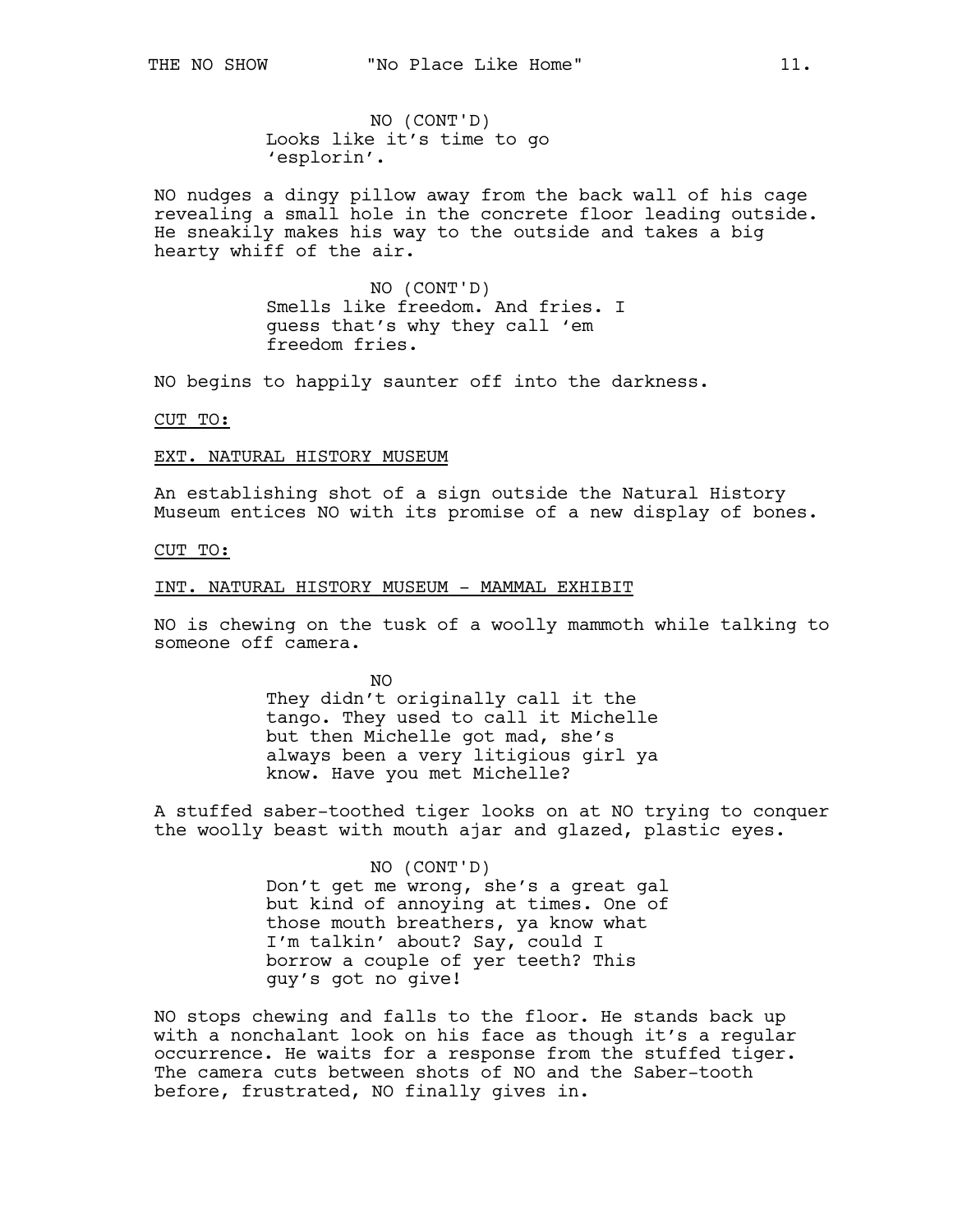NO (CONT'D)
Looks like it's time to go 'esplorin'.

NO nudges a dingy pillow away from the back wall of his cage revealing a small hole in the concrete floor leading outside. He sneakily makes his way to the outside and takes a big hearty whiff of the air.

NO (CONT'D)
Smells like freedom. And fries. I guess that's why they call 'em freedom fries.

NO begins to happily saunter off into the darkness.

CUT TO:

EXT. NATURAL HISTORY MUSEUM

An establishing shot of a sign outside the Natural History Museum entices NO with its promise of a new display of bones.

CUT TO:

INT. NATURAL HISTORY MUSEUM - MAMMAL EXHIBIT

NO is chewing on the tusk of a woolly mammoth while talking to someone off camera.

NO
They didn't originally call it the tango. They used to call it Michelle but then Michelle got mad, she's always been a very litigious girl ya know. Have you met Michelle?

A stuffed saber-toothed tiger looks on at NO trying to conquer the woolly beast with mouth ajar and glazed, plastic eyes.

NO (CONT'D)
Don't get me wrong, she's a great gal but kind of annoying at times. One of those mouth breathers, ya know what I'm talkin' about? Say, could I borrow a couple of yer teeth? This guy's got no give!

NO stops chewing and falls to the floor. He stands back up with a nonchalant look on his face as though it's a regular occurrence. He waits for a response from the stuffed tiger. The camera cuts between shots of NO and the Saber-tooth before, frustrated, NO finally gives in.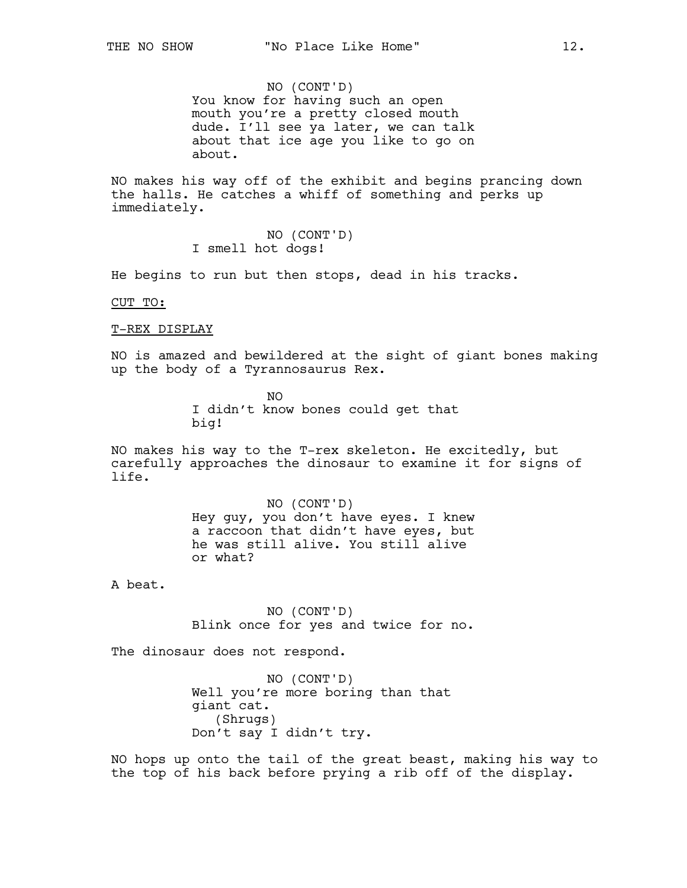NO (CONT'D)
You know for having such an open mouth you're a pretty closed mouth dude. I'll see ya later, we can talk about that ice age you like to go on about.

NO makes his way off of the exhibit and begins prancing down the halls. He catches a whiff of something and perks up immediately.

NO (CONT'D)
I smell hot dogs!

He begins to run but then stops, dead in his tracks.

CUT TO:

T-REX DISPLAY

NO is amazed and bewildered at the sight of giant bones making up the body of a Tyrannosaurus Rex.

NO
I didn't know bones could get that big!

NO makes his way to the T-rex skeleton. He excitedly, but carefully approaches the dinosaur to examine it for signs of life.

NO (CONT'D)
Hey guy, you don't have eyes. I knew a raccoon that didn't have eyes, but he was still alive. You still alive or what?

A beat.

NO (CONT'D)
Blink once for yes and twice for no.

The dinosaur does not respond.

NO (CONT'D)
Well you're more boring than that giant cat.
(Shrugs)
Don't say I didn't try.

NO hops up onto the tail of the great beast, making his way to the top of his back before prying a rib off of the display.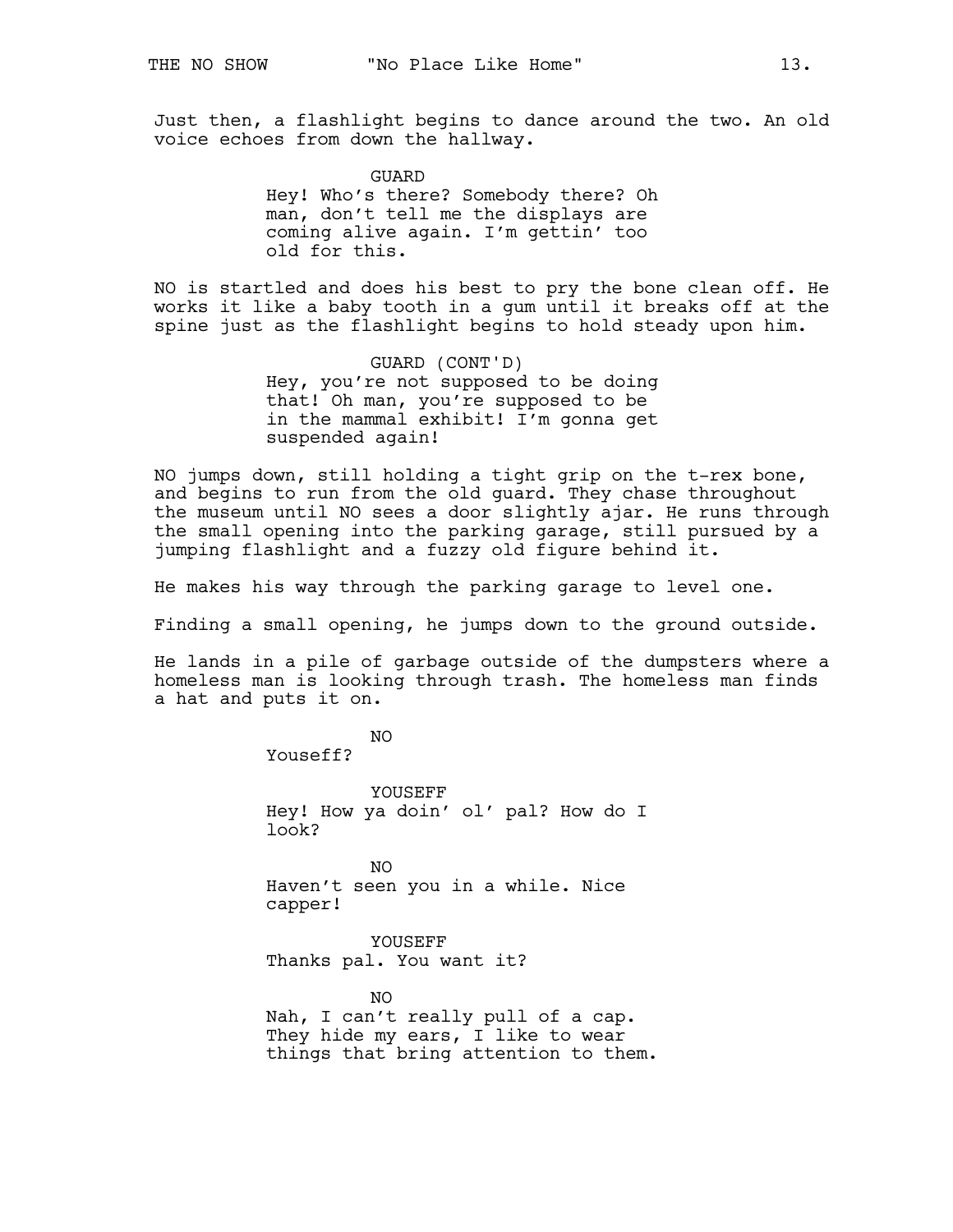Just then, a flashlight begins to dance around the two. An old voice echoes from down the hallway.

GUARD
Hey! Who's there? Somebody there? Oh man, don't tell me the displays are coming alive again. I'm gettin' too old for this.

NO is startled and does his best to pry the bone clean off. He works it like a baby tooth in a gum until it breaks off at the spine just as the flashlight begins to hold steady upon him.

GUARD (CONT'D)
Hey, you're not supposed to be doing that! Oh man, you're supposed to be in the mammal exhibit! I'm gonna get suspended again!

NO jumps down, still holding a tight grip on the t-rex bone, and begins to run from the old guard. They chase throughout the museum until NO sees a door slightly ajar. He runs through the small opening into the parking garage, still pursued by a jumping flashlight and a fuzzy old figure behind it.

He makes his way through the parking garage to level one.

Finding a small opening, he jumps down to the ground outside.

He lands in a pile of garbage outside of the dumpsters where a homeless man is looking through trash. The homeless man finds a hat and puts it on.

NO
Youseff?

YOUSEFF
Hey! How ya doin' ol' pal? How do I look?

NO
Haven't seen you in a while. Nice capper!

YOUSEFF
Thanks pal. You want it?

NO
Nah, I can't really pull of a cap. They hide my ears, I like to wear things that bring attention to them.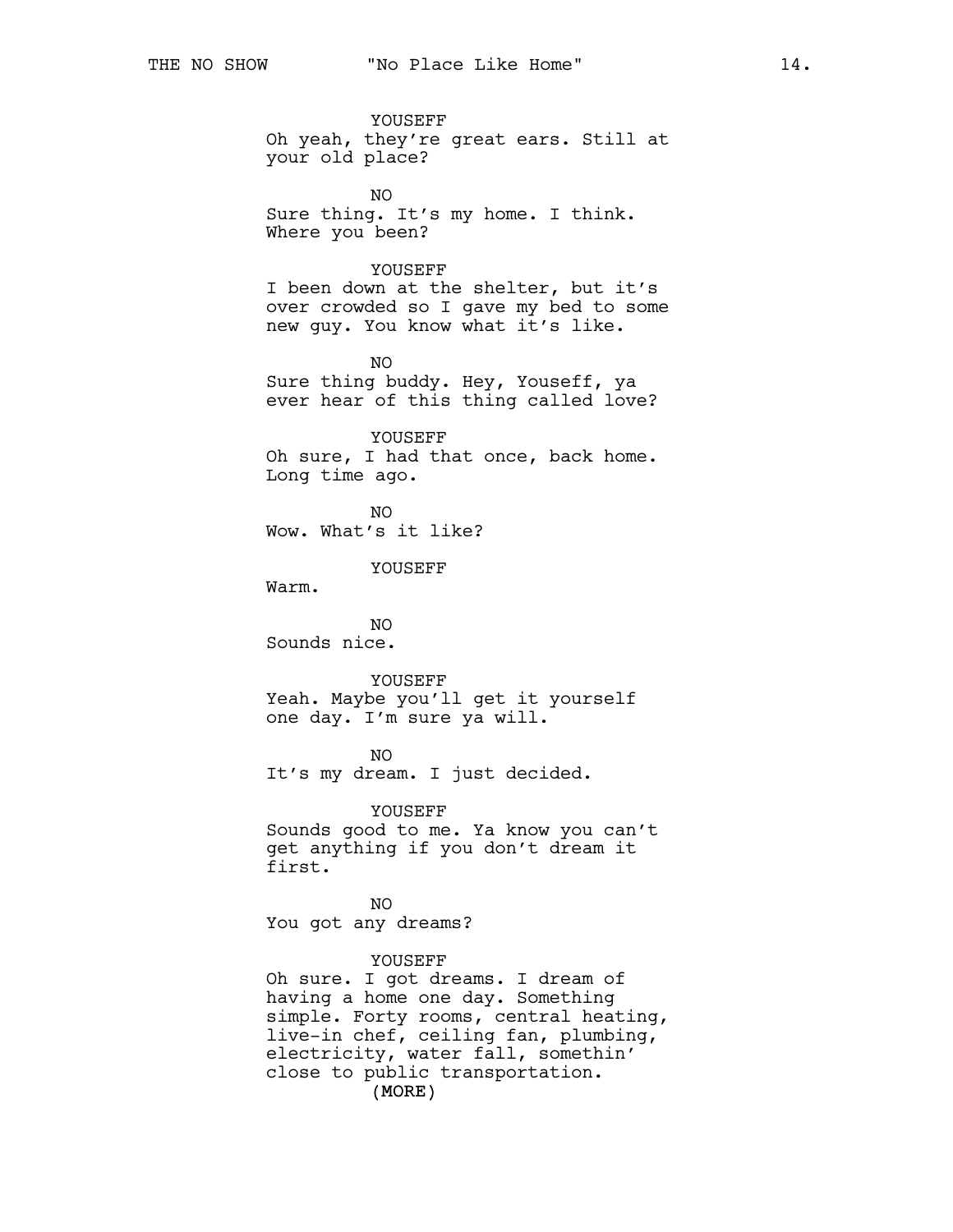YOUSEFF
Oh yeah, they're great ears. Still at your old place?

NO
Sure thing. It's my home. I think. Where you been?

YOUSEFF
I been down at the shelter, but it's over crowded so I gave my bed to some new guy. You know what it's like.

NO
Sure thing buddy. Hey, Youseff, ya ever hear of this thing called love?

YOUSEFF
Oh sure, I had that once, back home. Long time ago.

NO
Wow. What's it like?

YOUSEFF
Warm.

NO
Sounds nice.

YOUSEFF
Yeah. Maybe you'll get it yourself one day. I'm sure ya will.

NO
It's my dream. I just decided.

YOUSEFF
Sounds good to me. Ya know you can't get anything if you don't dream it first.

NO
You got any dreams?

YOUSEFF
Oh sure. I got dreams. I dream of having a home one day. Something simple. Forty rooms, central heating, live-in chef, ceiling fan, plumbing, electricity, water fall, somethin' close to public transportation.
(MORE)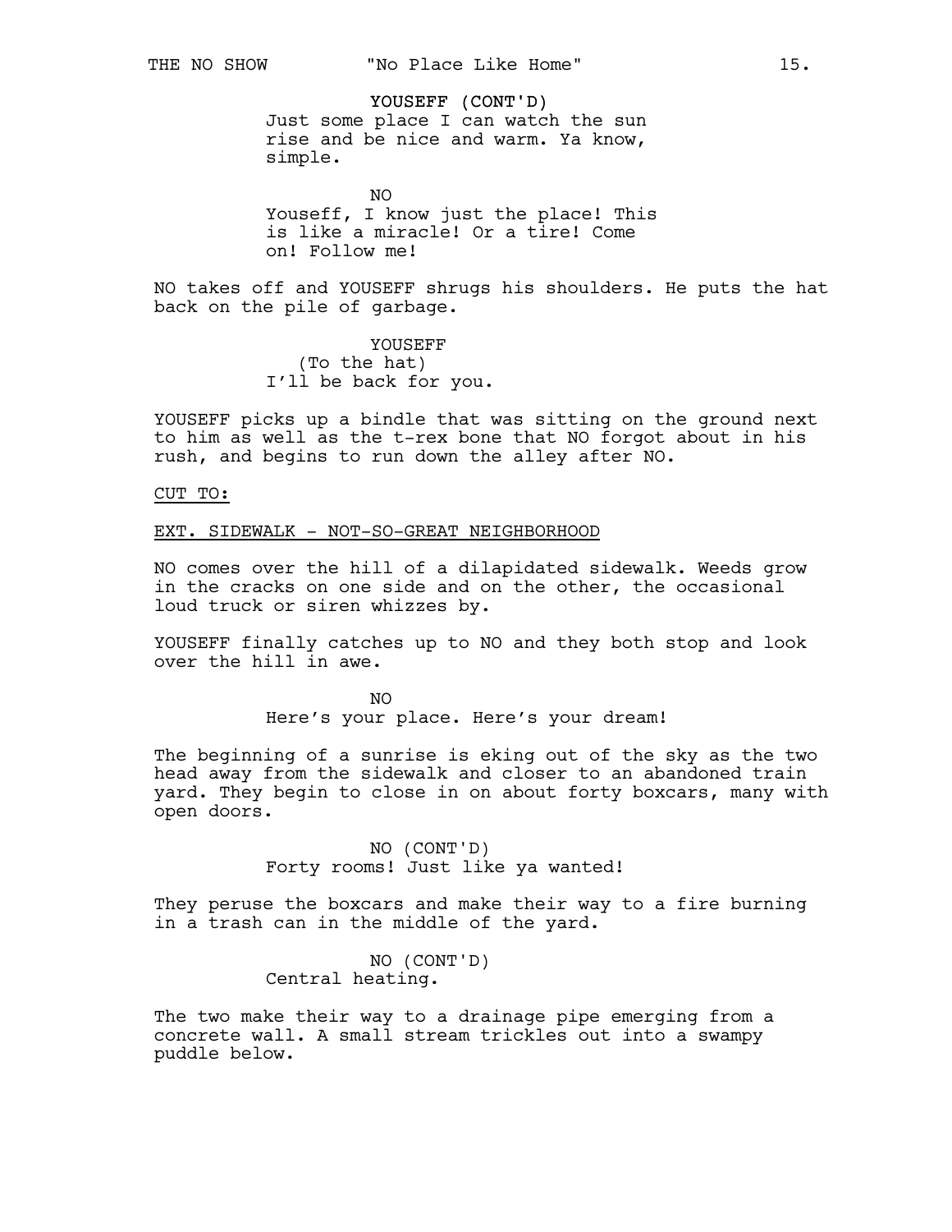YOUSEFF (CONT'D)
Just some place I can watch the sun rise and be nice and warm. Ya know, simple.

NO
Youseff, I know just the place! This is like a miracle! Or a tire! Come on! Follow me!

NO takes off and YOUSEFF shrugs his shoulders. He puts the hat back on the pile of garbage.

YOUSEFF
(To the hat)
I'll be back for you.

YOUSEFF picks up a bindle that was sitting on the ground next to him as well as the t-rex bone that NO forgot about in his rush, and begins to run down the alley after NO.

CUT TO:

EXT. SIDEWALK - NOT-SO-GREAT NEIGHBORHOOD

NO comes over the hill of a dilapidated sidewalk. Weeds grow in the cracks on one side and on the other, the occasional loud truck or siren whizzes by.

YOUSEFF finally catches up to NO and they both stop and look over the hill in awe.

NO
Here's your place. Here's your dream!

The beginning of a sunrise is eking out of the sky as the two head away from the sidewalk and closer to an abandoned train yard. They begin to close in on about forty boxcars, many with open doors.

NO (CONT'D)
Forty rooms! Just like ya wanted!

They peruse the boxcars and make their way to a fire burning in a trash can in the middle of the yard.

NO (CONT'D)
Central heating.

The two make their way to a drainage pipe emerging from a concrete wall. A small stream trickles out into a swampy puddle below.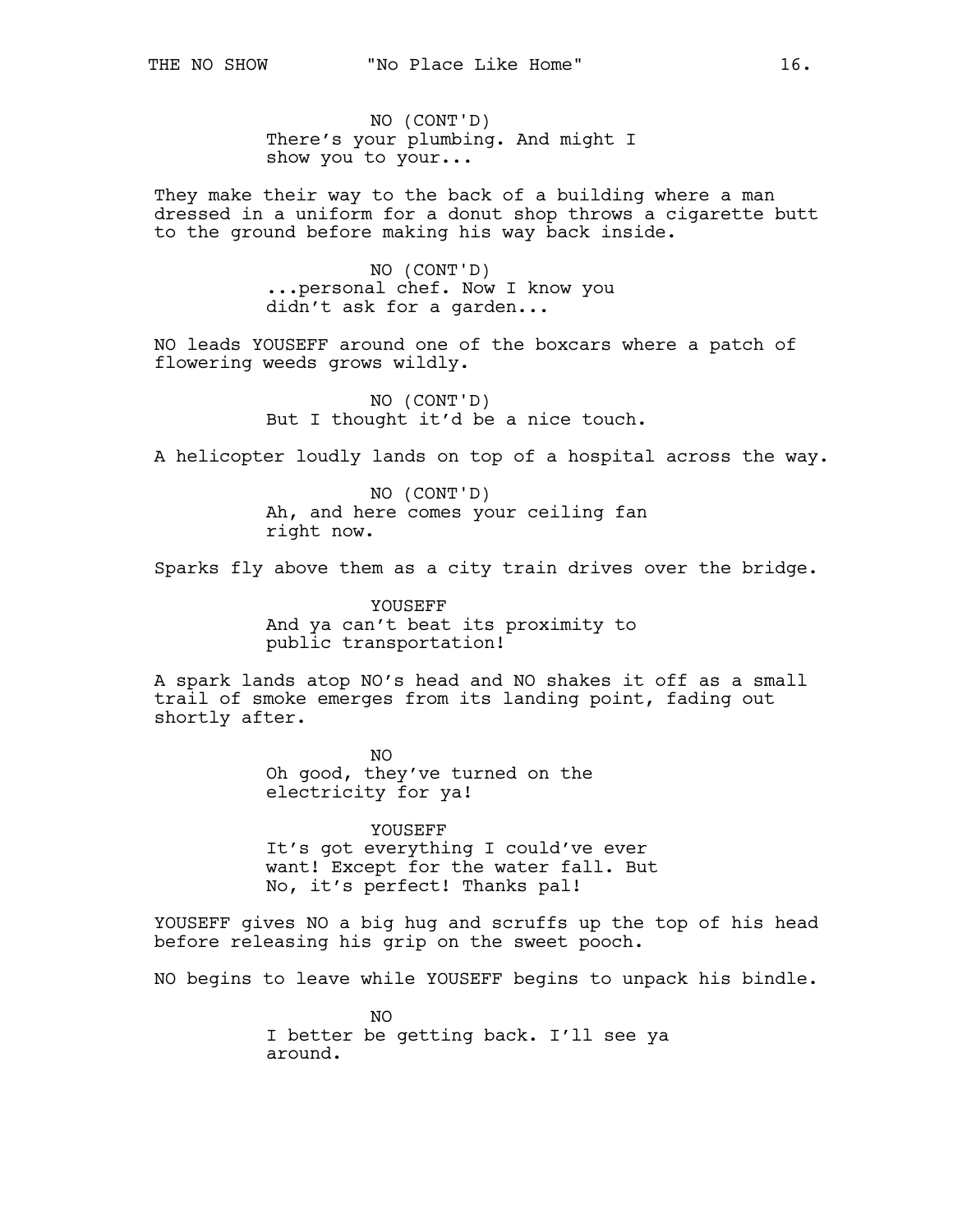NO (CONT'D)
There's your plumbing. And might I show you to your...

They make their way to the back of a building where a man dressed in a uniform for a donut shop throws a cigarette butt to the ground before making his way back inside.

NO (CONT'D)
...personal chef. Now I know you didn't ask for a garden...

NO leads YOUSEFF around one of the boxcars where a patch of flowering weeds grows wildly.

NO (CONT'D)
But I thought it'd be a nice touch.

A helicopter loudly lands on top of a hospital across the way.

NO (CONT'D)
Ah, and here comes your ceiling fan right now.

Sparks fly above them as a city train drives over the bridge.

YOUSEFF
And ya can't beat its proximity to public transportation!

A spark lands atop NO's head and NO shakes it off as a small trail of smoke emerges from its landing point, fading out shortly after.

NO
Oh good, they've turned on the electricity for ya!

YOUSEFF
It's got everything I could've ever want! Except for the water fall. But No, it's perfect! Thanks pal!

YOUSEFF gives NO a big hug and scruffs up the top of his head before releasing his grip on the sweet pooch.

NO begins to leave while YOUSEFF begins to unpack his bindle.

NO
I better be getting back. I'll see ya around.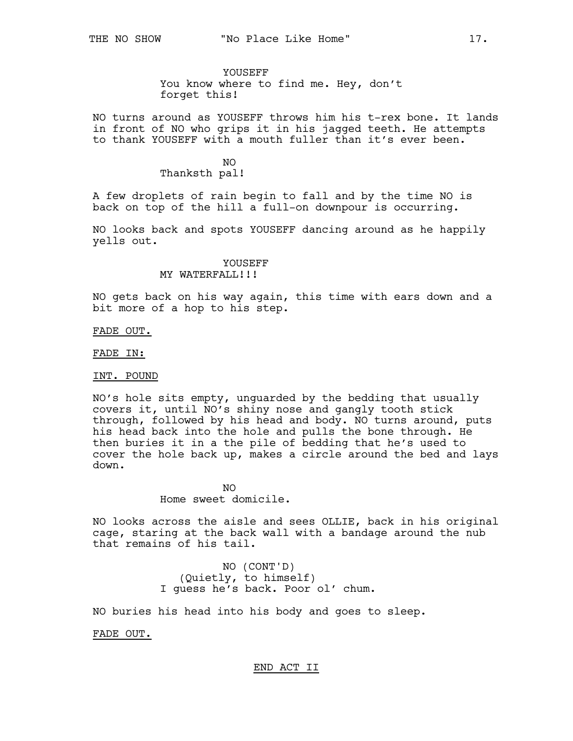YOUSEFF
You know where to find me. Hey, don't forget this!

NO turns around as YOUSEFF throws him his t-rex bone. It lands in front of NO who grips it in his jagged teeth. He attempts to thank YOUSEFF with a mouth fuller than it's ever been.

NO
Thanksth pal!

A few droplets of rain begin to fall and by the time NO is back on top of the hill a full-on downpour is occurring.

NO looks back and spots YOUSEFF dancing around as he happily yells out.

YOUSEFF
MY WATERFALL!!!

NO gets back on his way again, this time with ears down and a bit more of a hop to his step.

FADE OUT.

FADE IN:

INT. POUND

NO's hole sits empty, unguarded by the bedding that usually covers it, until NO's shiny nose and gangly tooth stick through, followed by his head and body. NO turns around, puts his head back into the hole and pulls the bone through. He then buries it in a the pile of bedding that he's used to cover the hole back up, makes a circle around the bed and lays down.

NO
Home sweet domicile.

NO looks across the aisle and sees OLLIE, back in his original cage, staring at the back wall with a bandage around the nub that remains of his tail.

NO (CONT'D)
(Quietly, to himself)
I guess he's back. Poor ol' chum.

NO buries his head into his body and goes to sleep.

FADE OUT.

END ACT II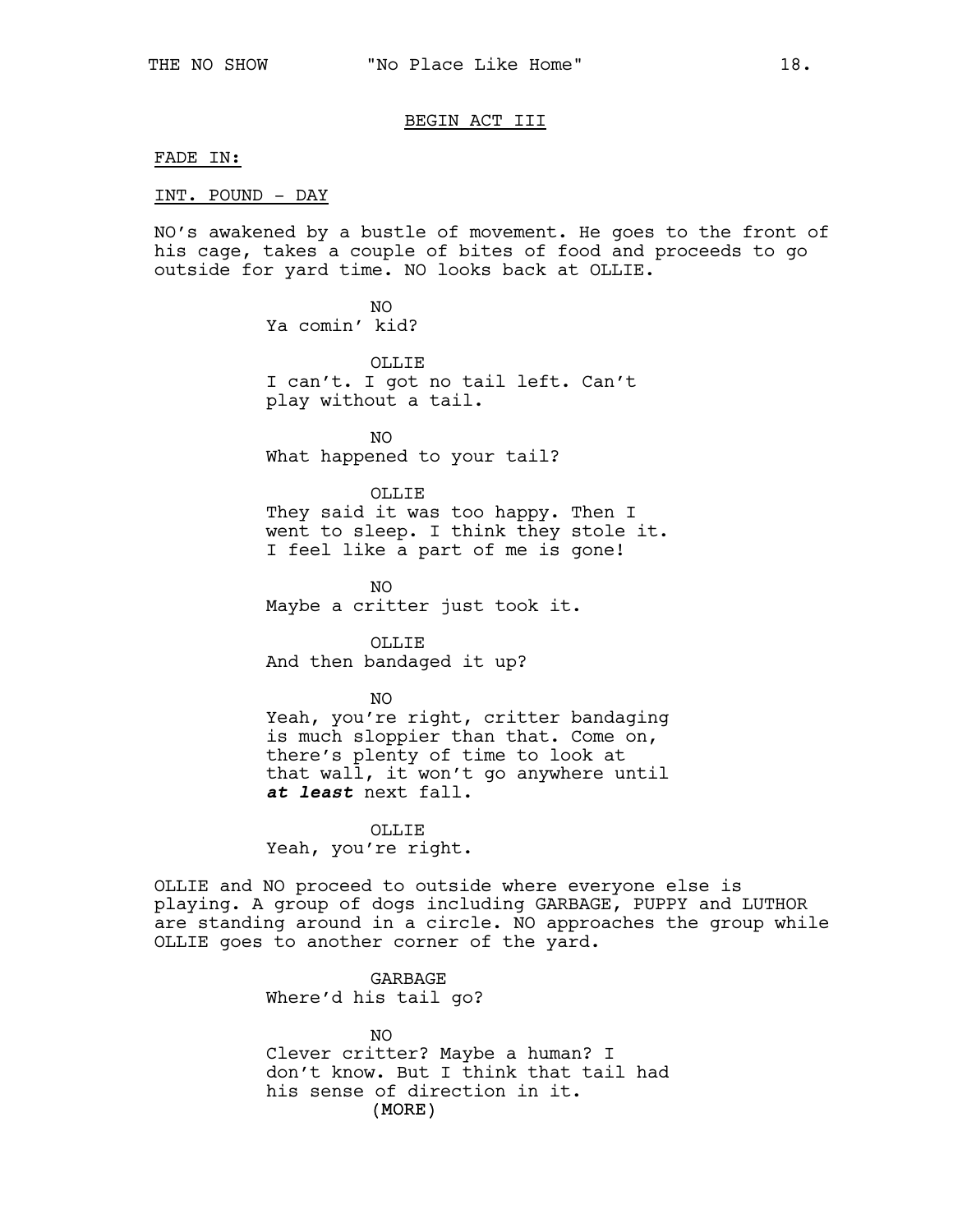BEGIN ACT III

FADE IN:

INT. POUND - DAY

NO's awakened by a bustle of movement. He goes to the front of his cage, takes a couple of bites of food and proceeds to go outside for yard time. NO looks back at OLLIE.

NO
Ya comin' kid?

OLLIE
I can't. I got no tail left. Can't play without a tail.

NO
What happened to your tail?

OLLIE
They said it was too happy. Then I went to sleep. I think they stole it. I feel like a part of me is gone!

NO
Maybe a critter just took it.

OLLIE
And then bandaged it up?

NO
Yeah, you're right, critter bandaging is much sloppier than that. Come on, there's plenty of time to look at that wall, it won't go anywhere until ***at least*** next fall.

OLLIE
Yeah, you're right.

OLLIE and NO proceed to outside where everyone else is playing. A group of dogs including GARBAGE, PUPPY and LUTHOR are standing around in a circle. NO approaches the group while OLLIE goes to another corner of the yard.

GARBAGE
Where'd his tail go?

NO
Clever critter? Maybe a human? I don't know. But I think that tail had his sense of direction in it.
(MORE)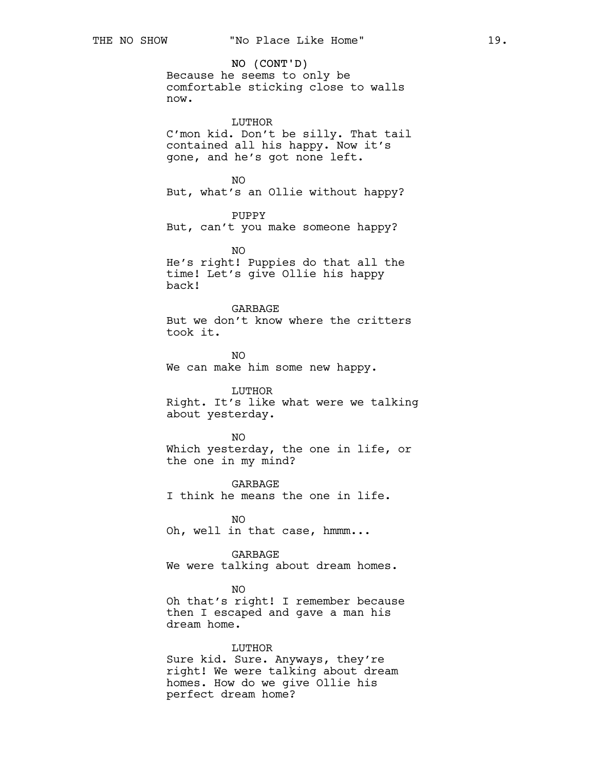NO (CONT'D)
Because he seems to only be comfortable sticking close to walls now.

LUTHOR
C'mon kid. Don't be silly. That tail contained all his happy. Now it's gone, and he's got none left.

NO
But, what's an Ollie without happy?

PUPPY
But, can't you make someone happy?

NO
He's right! Puppies do that all the time! Let's give Ollie his happy back!

GARBAGE
But we don't know where the critters took it.

NO
We can make him some new happy.

LUTHOR
Right. It's like what were we talking about yesterday.

NO
Which yesterday, the one in life, or the one in my mind?

GARBAGE
I think he means the one in life.

NO
Oh, well in that case, hmmm...

GARBAGE
We were talking about dream homes.

NO
Oh that's right! I remember because then I escaped and gave a man his dream home.

LUTHOR
Sure kid. Sure. Anyways, they're right! We were talking about dream homes. How do we give Ollie his perfect dream home?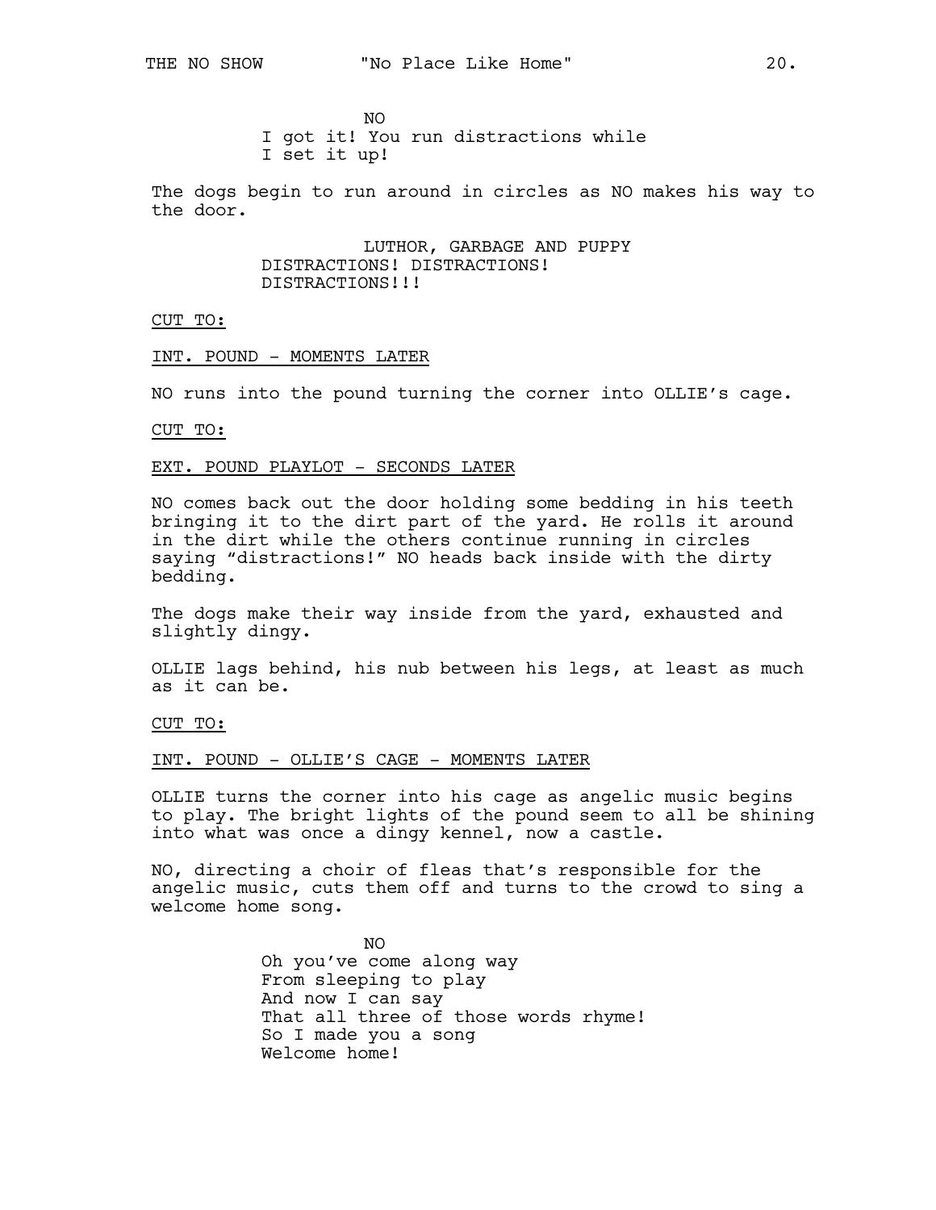NO

I got it! You run distractions while I set it up!

The dogs begin to run around in circles as NO makes his way to the door.

LUTHOR, GARBAGE AND PUPPY

DISTRACTIONS! DISTRACTIONS! DISTRACTIONS!!!

CUT TO:

INT. POUND - MOMENTS LATER

NO runs into the pound turning the corner into OLLIE's cage.

CUT TO:

EXT. POUND PLAYLOT - SECONDS LATER

NO comes back out the door holding some bedding in his teeth bringing it to the dirt part of the yard. He rolls it around in the dirt while the others continue running in circles saying "distractions!" NO heads back inside with the dirty bedding.

The dogs make their way inside from the yard, exhausted and slightly dingy.

OLLIE lags behind, his nub between his legs, at least as much as it can be.

CUT TO:

INT. POUND - OLLIE'S CAGE - MOMENTS LATER

OLLIE turns the corner into his cage as angelic music begins to play. The bright lights of the pound seem to all be shining into what was once a dingy kennel, now a castle.

NO, directing a choir of fleas that's responsible for the angelic music, cuts them off and turns to the crowd to sing a welcome home song.

NO

Oh you've come along way
From sleeping to play
And now I can say
That all three of those words rhyme!
So I made you a song
Welcome home!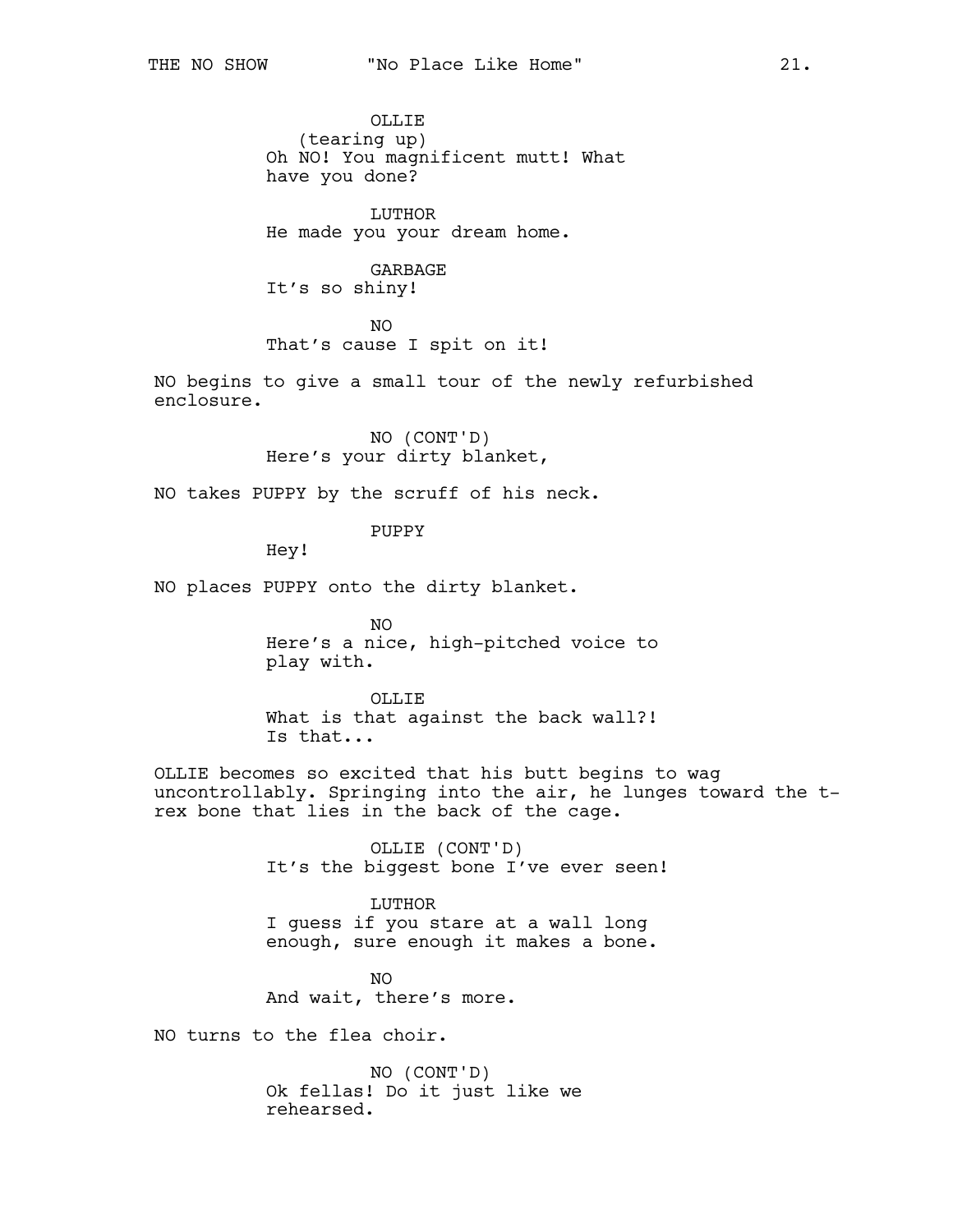OLLIE
(tearing up)
Oh NO! You magnificent mutt! What have you done?

LUTHOR
He made you your dream home.

GARBAGE
It's so shiny!

NO
That's cause I spit on it!

NO begins to give a small tour of the newly refurbished enclosure.

NO (CONT'D)
Here's your dirty blanket,

NO takes PUPPY by the scruff of his neck.

PUPPY
Hey!

NO places PUPPY onto the dirty blanket.

NO
Here's a nice, high-pitched voice to play with.

OLLIE
What is that against the back wall?! Is that...

OLLIE becomes so excited that his butt begins to wag uncontrollably. Springing into the air, he lunges toward the t-rex bone that lies in the back of the cage.

OLLIE (CONT'D)
It's the biggest bone I've ever seen!

LUTHOR
I guess if you stare at a wall long enough, sure enough it makes a bone.

NO
And wait, there's more.

NO turns to the flea choir.

NO (CONT'D)
Ok fellas! Do it just like we rehearsed.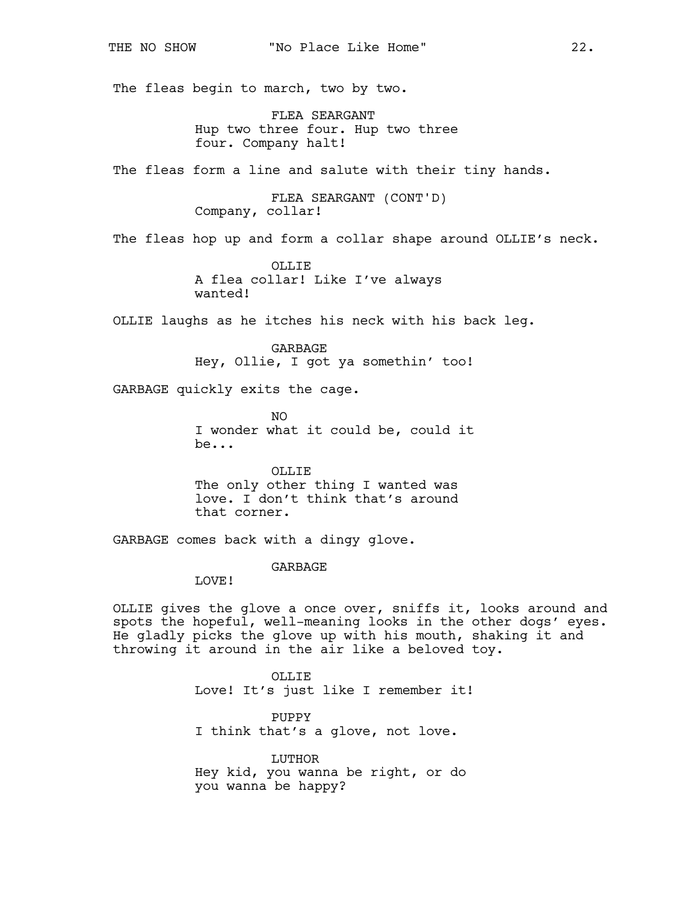The fleas begin to march, two by two.

FLEA SEARGANT
Hup two three four. Hup two three four. Company halt!

The fleas form a line and salute with their tiny hands.

FLEA SEARGANT (CONT'D)
Company, collar!

The fleas hop up and form a collar shape around OLLIE's neck.

OLLIE
A flea collar! Like I've always wanted!

OLLIE laughs as he itches his neck with his back leg.

GARBAGE
Hey, Ollie, I got ya somethin' too!

GARBAGE quickly exits the cage.

NO
I wonder what it could be, could it be...

OLLIE
The only other thing I wanted was love. I don't think that's around that corner.

GARBAGE comes back with a dingy glove.

GARBAGE
LOVE!

OLLIE gives the glove a once over, sniffs it, looks around and spots the hopeful, well-meaning looks in the other dogs' eyes. He gladly picks the glove up with his mouth, shaking it and throwing it around in the air like a beloved toy.

OLLIE
Love! It's just like I remember it!

PUPPY
I think that's a glove, not love.

LUTHOR
Hey kid, you wanna be right, or do you wanna be happy?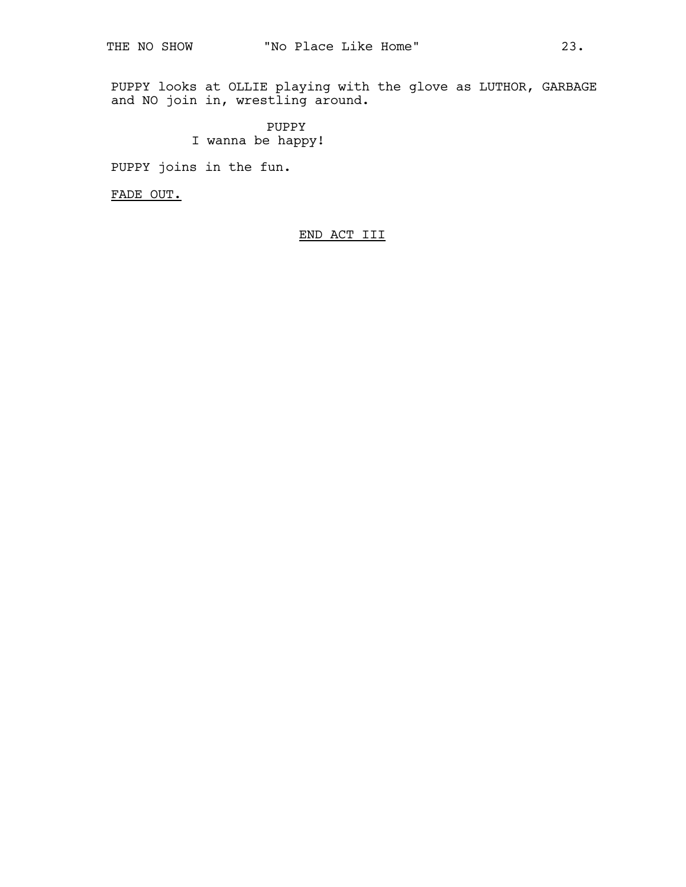PUPPY looks at OLLIE playing with the glove as LUTHOR, GARBAGE and NO join in, wrestling around.

PUPPY
I wanna be happy!

PUPPY joins in the fun.

FADE OUT.

END ACT III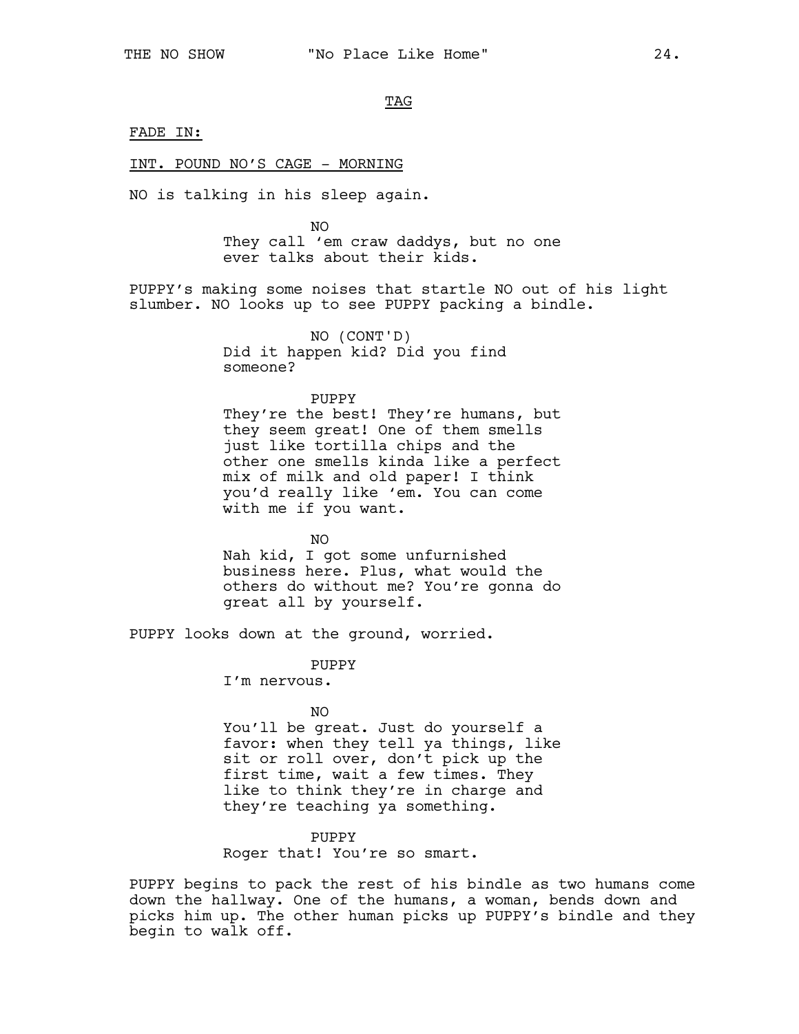TAG

FADE IN:

INT. POUND NO'S CAGE - MORNING

NO is talking in his sleep again.

NO

They call 'em craw daddys, but no one ever talks about their kids.

PUPPY's making some noises that startle NO out of his light slumber. NO looks up to see PUPPY packing a bindle.

NO (CONT'D)

Did it happen kid? Did you find someone?

PUPPY

They're the best! They're humans, but they seem great! One of them smells just like tortilla chips and the other one smells kinda like a perfect mix of milk and old paper! I think you'd really like 'em. You can come with me if you want.

NO

Nah kid, I got some unfurnished business here. Plus, what would the others do without me? You're gonna do great all by yourself.

PUPPY looks down at the ground, worried.

PUPPY

I'm nervous.

NO

You'll be great. Just do yourself a favor: when they tell ya things, like sit or roll over, don't pick up the first time, wait a few times. They like to think they're in charge and they're teaching ya something.

PUPPY

Roger that! You're so smart.

PUPPY begins to pack the rest of his bindle as two humans come down the hallway. One of the humans, a woman, bends down and picks him up. The other human picks up PUPPY's bindle and they begin to walk off.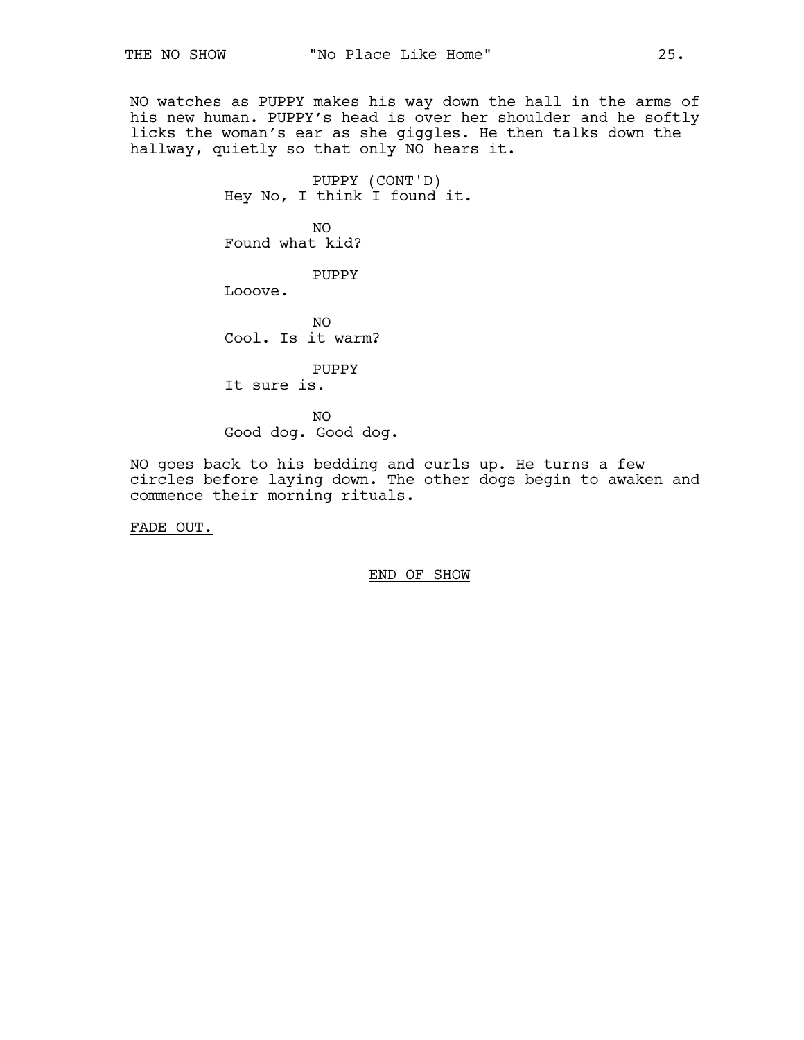NO watches as PUPPY makes his way down the hall in the arms of his new human. PUPPY's head is over her shoulder and he softly licks the woman's ear as she giggles. He then talks down the hallway, quietly so that only NO hears it.

PUPPY (CONT'D)
Hey No, I think I found it.

NO
Found what kid?

PUPPY
Looove.

NO
Cool. Is it warm?

PUPPY
It sure is.

NO
Good dog. Good dog.

NO goes back to his bedding and curls up. He turns a few circles before laying down. The other dogs begin to awaken and commence their morning rituals.

FADE OUT.

END OF SHOW